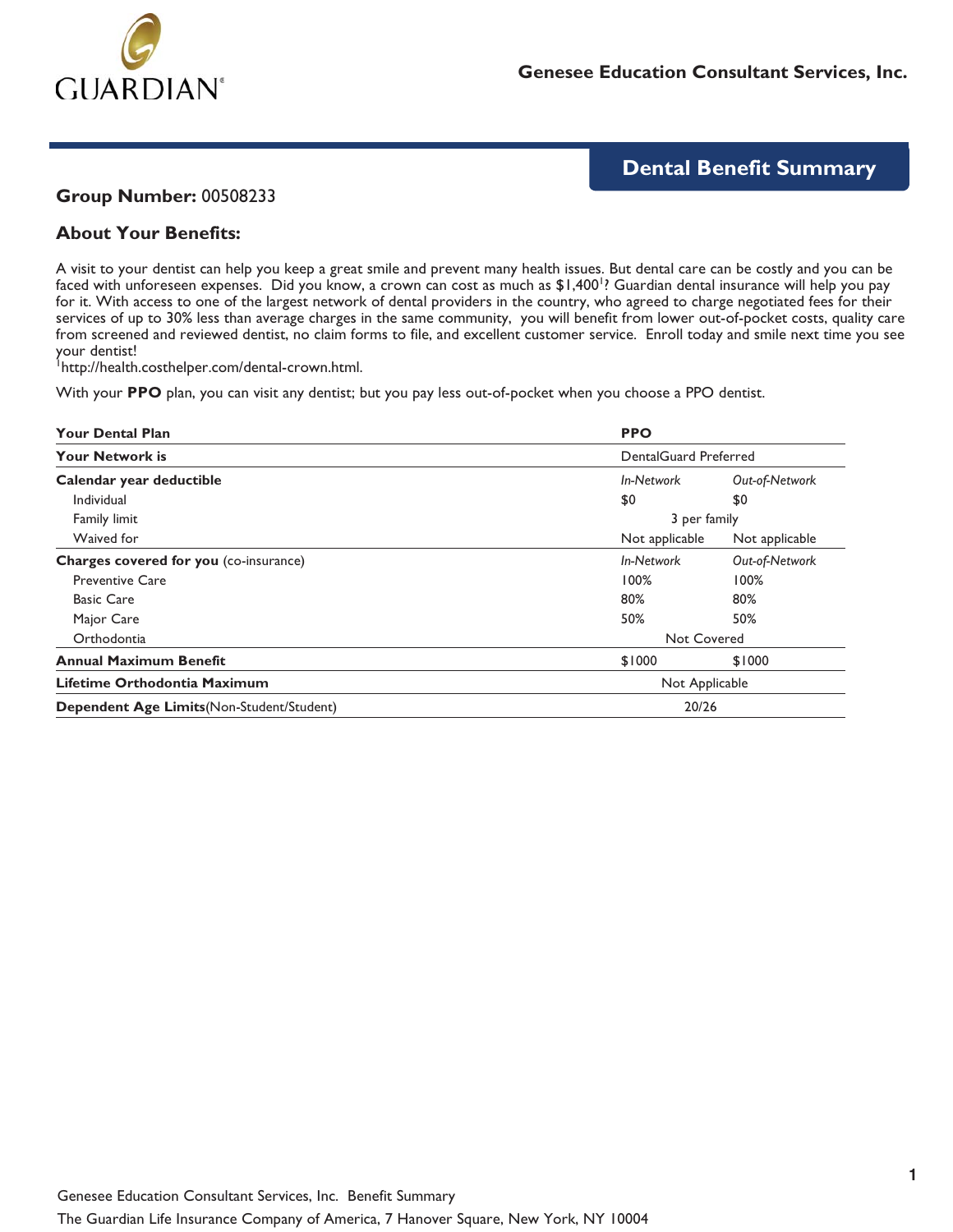GUARDIAN®

**Genesee Education Consultant Services, Inc.**

## Dental Benefit Summary

**Group Number:** 00508233

### About Your Benefits:

A visit to your dentist can help you keep a great smile and prevent many health issues. But dental care can be costly and you can be faced with unforeseen expenses. Did you know, a crown can cost as much as $1,400[1]? Guardian dental insurance will help you pay for it. With access to one of the largest network of dental providers in the country, who agreed to charge negotiated fees for their services of up to 30% less than average charges in the same community, you will benefit from lower out-of-pocket costs, quality care from screened and reviewed dentist, no claim forms to file, and excellent customer service. Enroll today and smile next time you see your dentist!

[1]http://health.costhelper.com/dental-crown.html.

With your **PPO** plan, you can visit any dentist; but you pay less out-of-pocket when you choose a PPO dentist.

| **Your Dental Plan** | **PPO** | |
|---|---|---|
| **Your Network is** | DentalGuard Preferred | |
| **Calendar year deductible** | *In-Network* | *Out-of-Network* |
| Individual | $0 | $0 |
| Family limit | 3 per family | |
| Waived for | Not applicable | Not applicable |
| **Charges covered for you** (co-insurance) | *In-Network* | *Out-of-Network* |
| Preventive Care | 100% | 100% |
| Basic Care | 80% | 80% |
| Major Care | 50% | 50% |
| Orthodontia | Not Covered | |
| **Annual Maximum Benefit** | $1000 | $1000 |
| **Lifetime Orthodontia Maximum** | Not Applicable | |
| **Dependent Age Limits**(Non-Student/Student) | 20/26 | |

Genesee Education Consultant Services, Inc. Benefit Summary

The Guardian Life Insurance Company of America, 7 Hanover Square, New York, NY 10004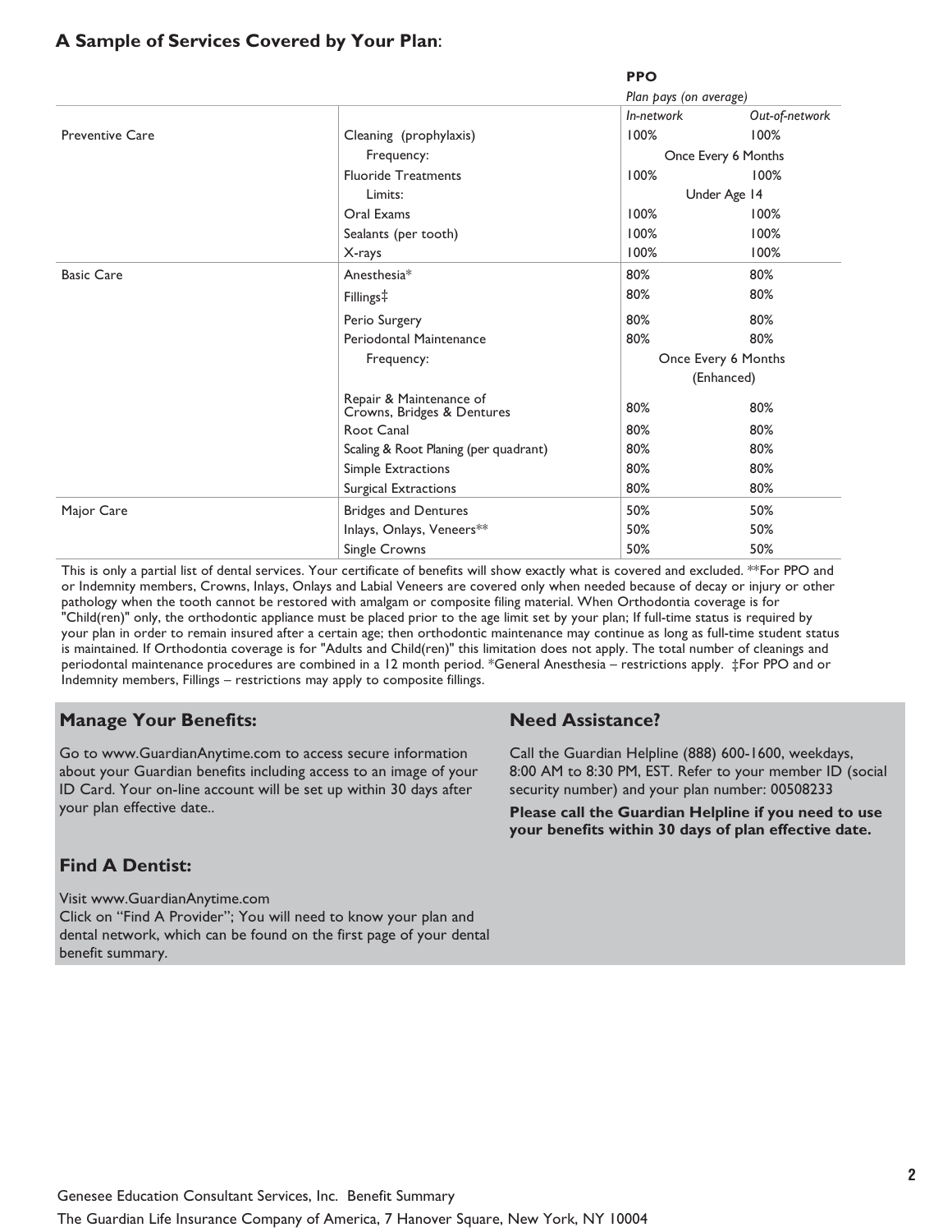## A Sample of Services Covered by Your Plan:

| | | PPO | |
|---|---|---|---|
| | | *Plan pays (on average)* | |
| | | *In-network* | *Out-of-network* |
| Preventive Care | Cleaning (prophylaxis) | 100% | 100% |
| | Frequency: | Once Every 6 Months | |
| | Fluoride Treatments | 100% | 100% |
| | Limits: | Under Age 14 | |
| | Oral Exams | 100% | 100% |
| | Sealants (per tooth) | 100% | 100% |
| | X-rays | 100% | 100% |
| Basic Care | Anesthesia* | 80% | 80% |
| | Fillings‡ | 80% | 80% |
| | Perio Surgery | 80% | 80% |
| | Periodontal Maintenance | 80% | 80% |
| | Frequency: | Once Every 6 Months (Enhanced) | |
| | Repair & Maintenance of Crowns, Bridges & Dentures | 80% | 80% |
| | Root Canal | 80% | 80% |
| | Scaling & Root Planing (per quadrant) | 80% | 80% |
| | Simple Extractions | 80% | 80% |
| | Surgical Extractions | 80% | 80% |
| Major Care | Bridges and Dentures | 50% | 50% |
| | Inlays, Onlays, Veneers** | 50% | 50% |
| | Single Crowns | 50% | 50% |

This is only a partial list of dental services. Your certificate of benefits will show exactly what is covered and excluded. **For PPO and or Indemnity members, Crowns, Inlays, Onlays and Labial Veneers are covered only when needed because of decay or injury or other pathology when the tooth cannot be restored with amalgam or composite filing material. When Orthodontia coverage is for "Child(ren)" only, the orthodontic appliance must be placed prior to the age limit set by your plan; If full-time status is required by your plan in order to remain insured after a certain age; then orthodontic maintenance may continue as long as full-time student status is maintained. If Orthodontia coverage is for "Adults and Child(ren)" this limitation does not apply. The total number of cleanings and periodontal maintenance procedures are combined in a 12 month period. *General Anesthesia – restrictions apply. ‡For PPO and or Indemnity members, Fillings – restrictions may apply to composite fillings.

### Manage Your Benefits:

Go to www.GuardianAnytime.com to access secure information about your Guardian benefits including access to an image of your ID Card. Your on-line account will be set up within 30 days after your plan effective date..

### Find A Dentist:

Visit www.GuardianAnytime.com
Click on "Find A Provider"; You will need to know your plan and dental network, which can be found on the first page of your dental benefit summary.

### Need Assistance?

Call the Guardian Helpline (888) 600-1600, weekdays, 8:00 AM to 8:30 PM, EST. Refer to your member ID (social security number) and your plan number: 00508233

**Please call the Guardian Helpline if you need to use your benefits within 30 days of plan effective date.**

Genesee Education Consultant Services, Inc. Benefit Summary

The Guardian Life Insurance Company of America, 7 Hanover Square, New York, NY 10004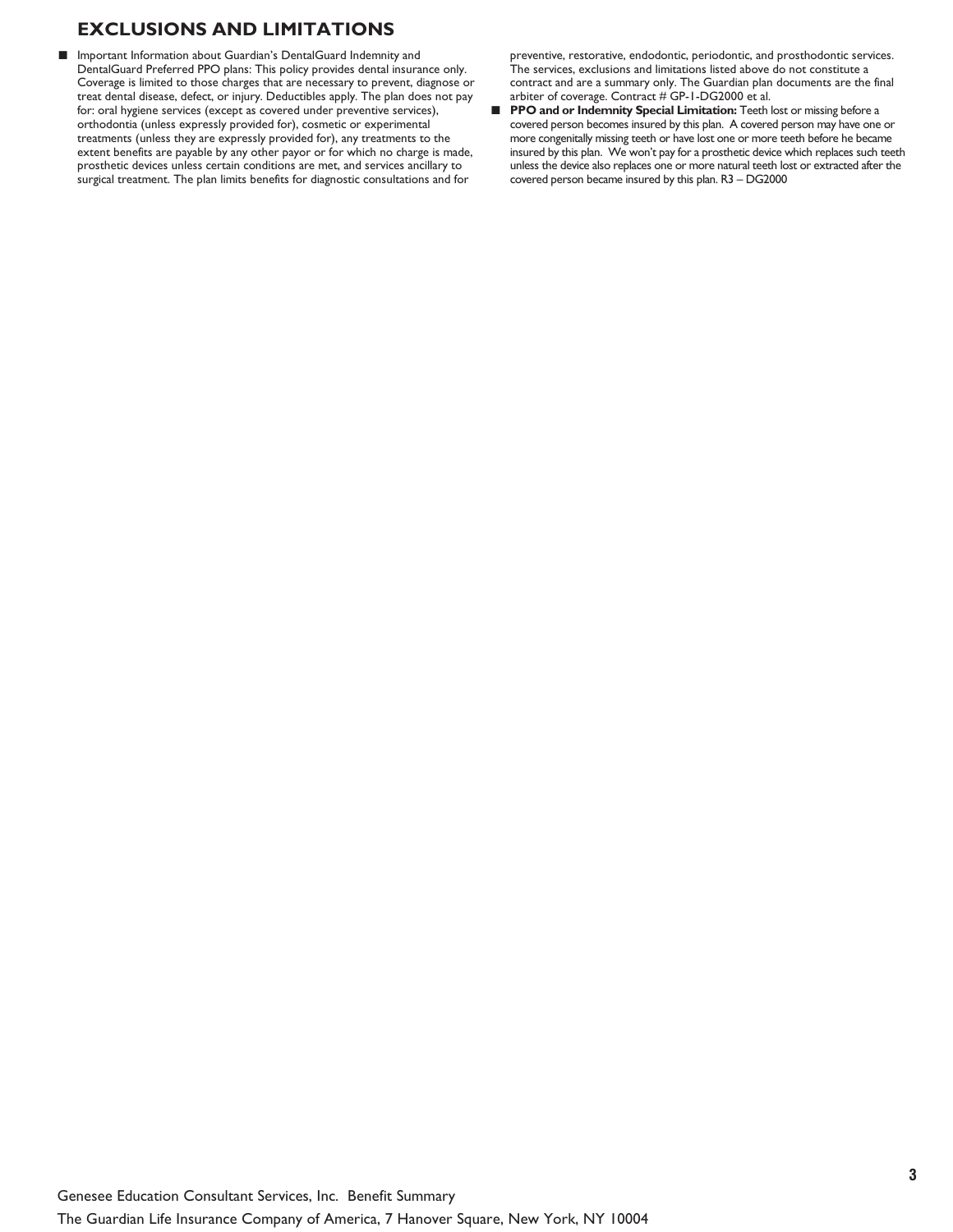## EXCLUSIONS AND LIMITATIONS

- Important Information about Guardian's DentalGuard Indemnity and DentalGuard Preferred PPO plans: This policy provides dental insurance only. Coverage is limited to those charges that are necessary to prevent, diagnose or treat dental disease, defect, or injury. Deductibles apply. The plan does not pay for: oral hygiene services (except as covered under preventive services), orthodontia (unless expressly provided for), cosmetic or experimental treatments (unless they are expressly provided for), any treatments to the extent benefits are payable by any other payor or for which no charge is made, prosthetic devices unless certain conditions are met, and services ancillary to surgical treatment. The plan limits benefits for diagnostic consultations and for preventive, restorative, endodontic, periodontic, and prosthodontic services. The services, exclusions and limitations listed above do not constitute a contract and are a summary only. The Guardian plan documents are the final arbiter of coverage. Contract # GP-1-DG2000 et al.
- **PPO and or Indemnity Special Limitation:** Teeth lost or missing before a covered person becomes insured by this plan. A covered person may have one or more congenitally missing teeth or have lost one or more teeth before he became insured by this plan. We won't pay for a prosthetic device which replaces such teeth unless the device also replaces one or more natural teeth lost or extracted after the covered person became insured by this plan. R3 – DG2000

Genesee Education Consultant Services, Inc. Benefit Summary

The Guardian Life Insurance Company of America, 7 Hanover Square, New York, NY 10004